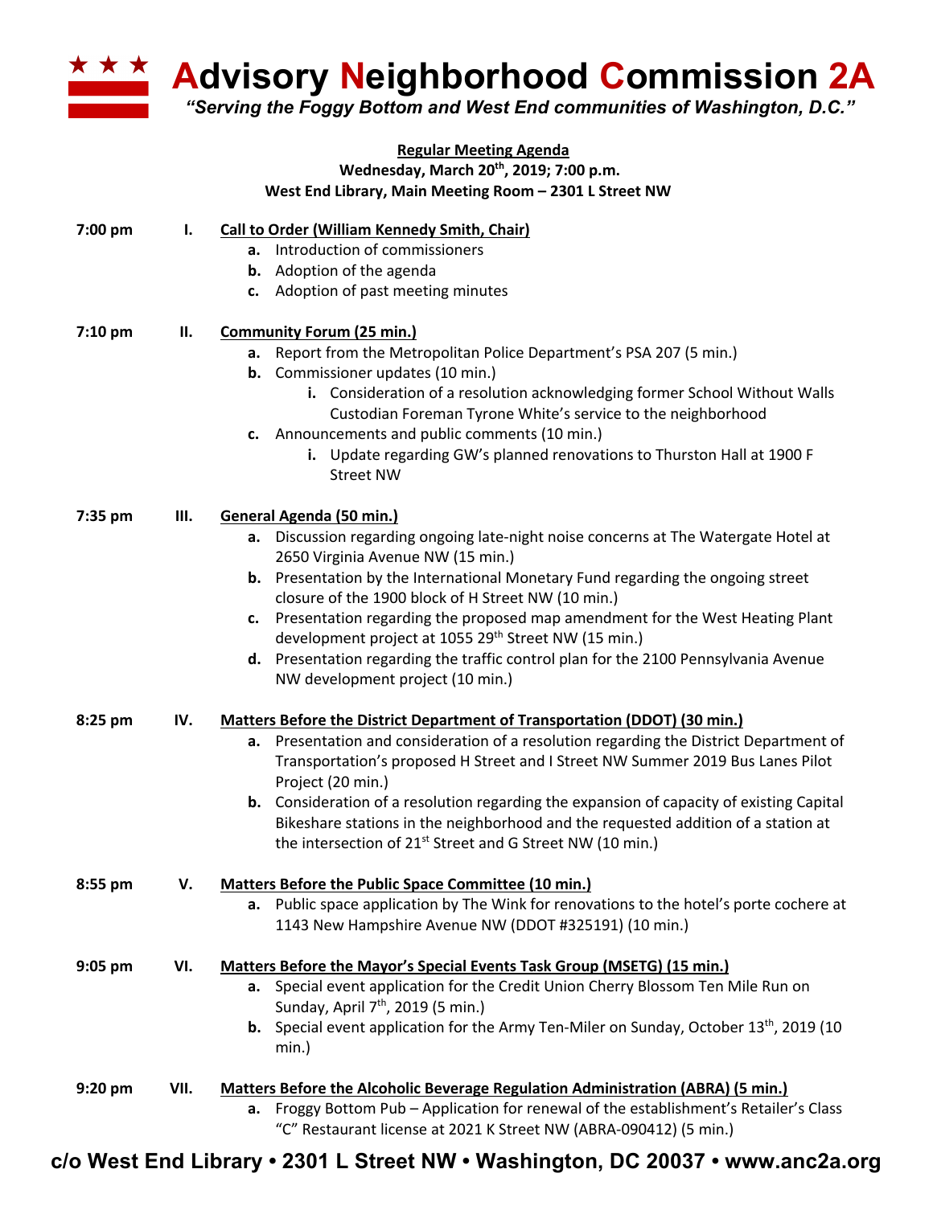# Advisory Neighborhood Commission 2A

*"Serving the Foggy Bottom and West End communities of Washington, D.C."*

**Regular Meeting Agenda**
**Wednesday, March 20th, 2019; 7:00 p.m.**
**West End Library, Main Meeting Room – 2301 L Street NW**

**7:00 pm I. Call to Order (William Kennedy Smith, Chair)**

- **a.** Introduction of commissioners
- **b.** Adoption of the agenda
- **c.** Adoption of past meeting minutes

**7:10 pm II. Community Forum (25 min.)**

- **a.** Report from the Metropolitan Police Department's PSA 207 (5 min.)
- **b.** Commissioner updates (10 min.)
  - **i.** Consideration of a resolution acknowledging former School Without Walls Custodian Foreman Tyrone White's service to the neighborhood
- **c.** Announcements and public comments (10 min.)
  - **i.** Update regarding GW's planned renovations to Thurston Hall at 1900 F Street NW

**7:35 pm III. General Agenda (50 min.)**

- **a.** Discussion regarding ongoing late-night noise concerns at The Watergate Hotel at 2650 Virginia Avenue NW (15 min.)
- **b.** Presentation by the International Monetary Fund regarding the ongoing street closure of the 1900 block of H Street NW (10 min.)
- **c.** Presentation regarding the proposed map amendment for the West Heating Plant development project at 1055 29th Street NW (15 min.)
- **d.** Presentation regarding the traffic control plan for the 2100 Pennsylvania Avenue NW development project (10 min.)

**8:25 pm IV. Matters Before the District Department of Transportation (DDOT) (30 min.)**

- **a.** Presentation and consideration of a resolution regarding the District Department of Transportation's proposed H Street and I Street NW Summer 2019 Bus Lanes Pilot Project (20 min.)
- **b.** Consideration of a resolution regarding the expansion of capacity of existing Capital Bikeshare stations in the neighborhood and the requested addition of a station at the intersection of 21st Street and G Street NW (10 min.)

**8:55 pm V. Matters Before the Public Space Committee (10 min.)**

- **a.** Public space application by The Wink for renovations to the hotel's porte cochere at 1143 New Hampshire Avenue NW (DDOT #325191) (10 min.)

**9:05 pm VI. Matters Before the Mayor's Special Events Task Group (MSETG) (15 min.)**

- **a.** Special event application for the Credit Union Cherry Blossom Ten Mile Run on Sunday, April 7th, 2019 (5 min.)
- **b.** Special event application for the Army Ten-Miler on Sunday, October 13th, 2019 (10 min.)

**9:20 pm VII. Matters Before the Alcoholic Beverage Regulation Administration (ABRA) (5 min.)**

- **a.** Froggy Bottom Pub – Application for renewal of the establishment's Retailer's Class "C" Restaurant license at 2021 K Street NW (ABRA-090412) (5 min.)

**c/o West End Library • 2301 L Street NW • Washington, DC 20037 • www.anc2a.org**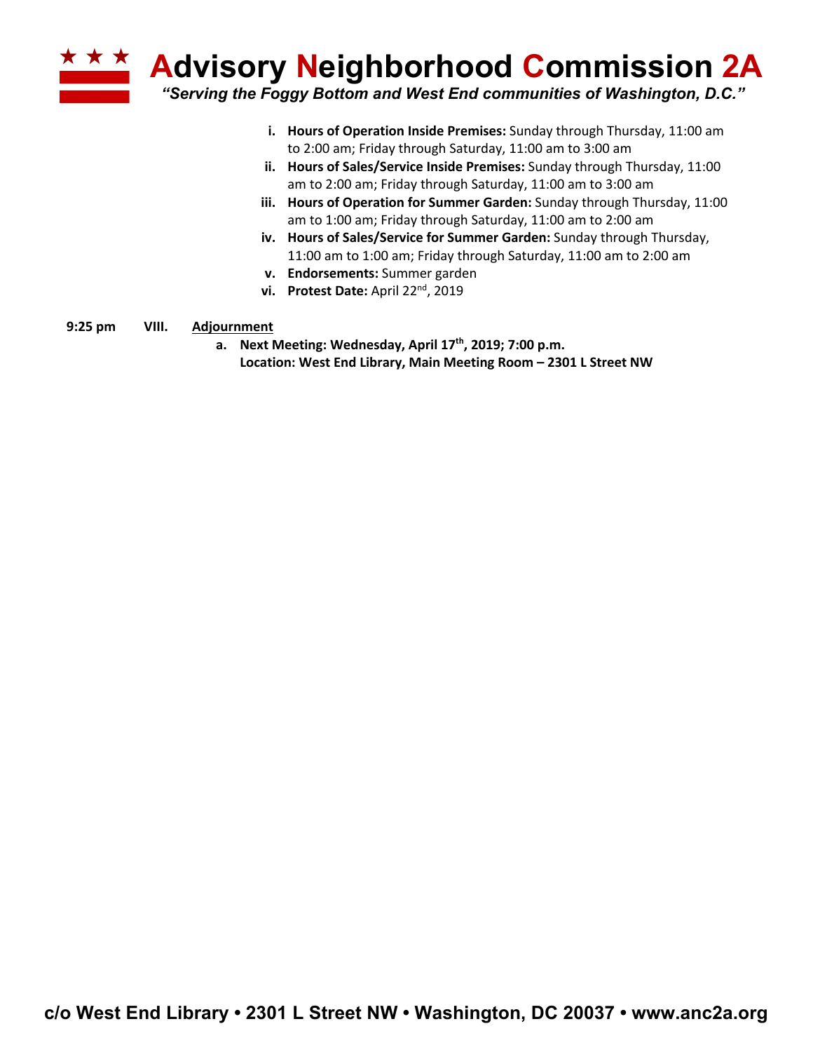i. **Hours of Operation Inside Premises:** Sunday through Thursday, 11:00 am to 2:00 am; Friday through Saturday, 11:00 am to 3:00 am
ii. **Hours of Sales/Service Inside Premises:** Sunday through Thursday, 11:00 am to 2:00 am; Friday through Saturday, 11:00 am to 3:00 am
iii. **Hours of Operation for Summer Garden:** Sunday through Thursday, 11:00 am to 1:00 am; Friday through Saturday, 11:00 am to 2:00 am
iv. **Hours of Sales/Service for Summer Garden:** Sunday through Thursday, 11:00 am to 1:00 am; Friday through Saturday, 11:00 am to 2:00 am
v. **Endorsements:** Summer garden
vi. **Protest Date:** April 22nd, 2019

**9:25 pm** **VIII.** **Adjournment**

a. **Next Meeting: Wednesday, April 17th, 2019; 7:00 p.m.**
**Location: West End Library, Main Meeting Room – 2301 L Street NW**